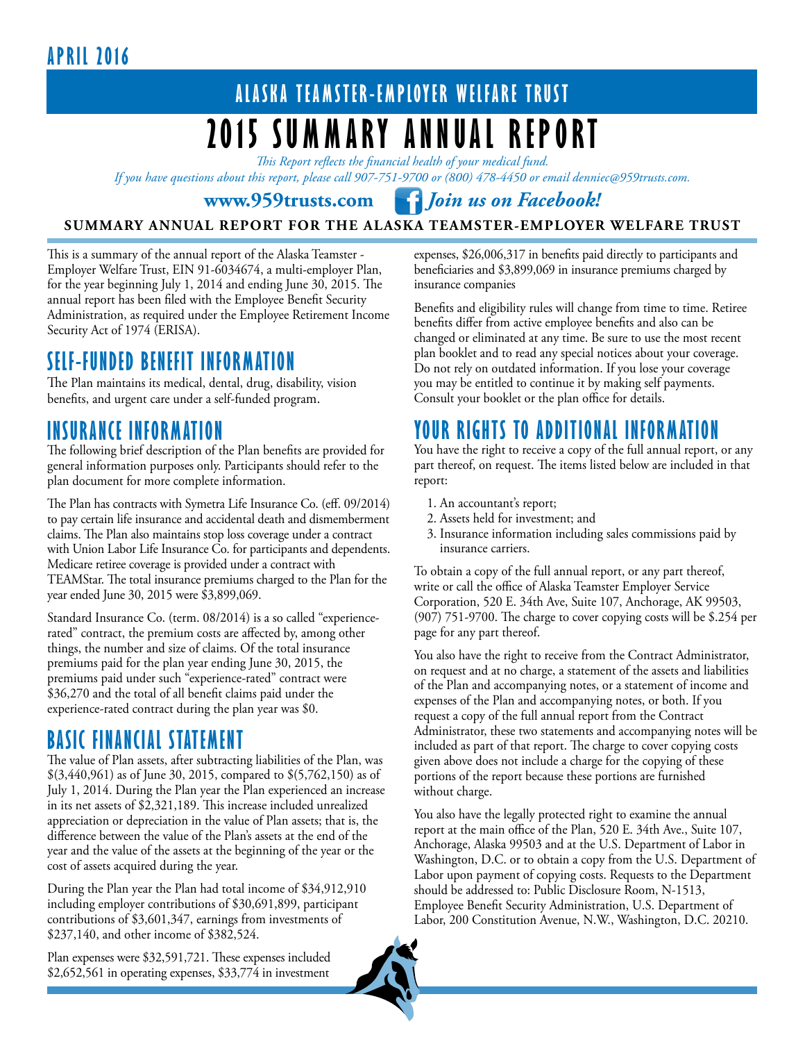**APRIL 2016**

## ALASKA TEAMSTER-EMPLOYER WELFARE TRUST

# 2015 SUMMARY ANNUAL REPORT

*This Report reflects the financial health of your medical fund.*
*If you have questions about this report, please call 907-751-9700 or (800) 478-4450 or email denniec@959trusts.com.*

**www.959trusts.com** ***Join us on Facebook!***

**SUMMARY ANNUAL REPORT FOR THE ALASKA TEAMSTER-EMPLOYER WELFARE TRUST**

This is a summary of the annual report of the Alaska Teamster - Employer Welfare Trust, EIN 91-6034674, a multi-employer Plan, for the year beginning July 1, 2014 and ending June 30, 2015. The annual report has been filed with the Employee Benefit Security Administration, as required under the Employee Retirement Income Security Act of 1974 (ERISA).

## SELF-FUNDED BENEFIT INFORMATION

The Plan maintains its medical, dental, drug, disability, vision benefits, and urgent care under a self-funded program.

## INSURANCE INFORMATION

The following brief description of the Plan benefits are provided for general information purposes only. Participants should refer to the plan document for more complete information.

The Plan has contracts with Symetra Life Insurance Co. (eff. 09/2014) to pay certain life insurance and accidental death and dismemberment claims. The Plan also maintains stop loss coverage under a contract with Union Labor Life Insurance Co. for participants and dependents. Medicare retiree coverage is provided under a contract with TEAMStar. The total insurance premiums charged to the Plan for the year ended June 30, 2015 were $3,899,069.

Standard Insurance Co. (term. 08/2014) is a so called "experience-rated" contract, the premium costs are affected by, among other things, the number and size of claims. Of the total insurance premiums paid for the plan year ending June 30, 2015, the premiums paid under such "experience-rated" contract were $36,270 and the total of all benefit claims paid under the experience-rated contract during the plan year was $0.

## BASIC FINANCIAL STATEMENT

The value of Plan assets, after subtracting liabilities of the Plan, was $(3,440,961) as of June 30, 2015, compared to $(5,762,150) as of July 1, 2014. During the Plan year the Plan experienced an increase in its net assets of $2,321,189. This increase included unrealized appreciation or depreciation in the value of Plan assets; that is, the difference between the value of the Plan's assets at the end of the year and the value of the assets at the beginning of the year or the cost of assets acquired during the year.

During the Plan year the Plan had total income of $34,912,910 including employer contributions of $30,691,899, participant contributions of $3,601,347, earnings from investments of $237,140, and other income of $382,524.

Plan expenses were $32,591,721. These expenses included $2,652,561 in operating expenses, $33,774 in investment expenses, $26,006,317 in benefits paid directly to participants and beneficiaries and $3,899,069 in insurance premiums charged by insurance companies

Benefits and eligibility rules will change from time to time. Retiree benefits differ from active employee benefits and also can be changed or eliminated at any time. Be sure to use the most recent plan booklet and to read any special notices about your coverage. Do not rely on outdated information. If you lose your coverage you may be entitled to continue it by making self payments. Consult your booklet or the plan office for details.

## YOUR RIGHTS TO ADDITIONAL INFORMATION

You have the right to receive a copy of the full annual report, or any part thereof, on request. The items listed below are included in that report:

1. An accountant's report;
2. Assets held for investment; and
3. Insurance information including sales commissions paid by insurance carriers.

To obtain a copy of the full annual report, or any part thereof, write or call the office of Alaska Teamster Employer Service Corporation, 520 E. 34th Ave, Suite 107, Anchorage, AK 99503, (907) 751-9700. The charge to cover copying costs will be $.254 per page for any part thereof.

You also have the right to receive from the Contract Administrator, on request and at no charge, a statement of the assets and liabilities of the Plan and accompanying notes, or a statement of income and expenses of the Plan and accompanying notes, or both. If you request a copy of the full annual report from the Contract Administrator, these two statements and accompanying notes will be included as part of that report. The charge to cover copying costs given above does not include a charge for the copying of these portions of the report because these portions are furnished without charge.

You also have the legally protected right to examine the annual report at the main office of the Plan, 520 E. 34th Ave., Suite 107, Anchorage, Alaska 99503 and at the U.S. Department of Labor in Washington, D.C. or to obtain a copy from the U.S. Department of Labor upon payment of copying costs. Requests to the Department should be addressed to: Public Disclosure Room, N-1513, Employee Benefit Security Administration, U.S. Department of Labor, 200 Constitution Avenue, N.W., Washington, D.C. 20210.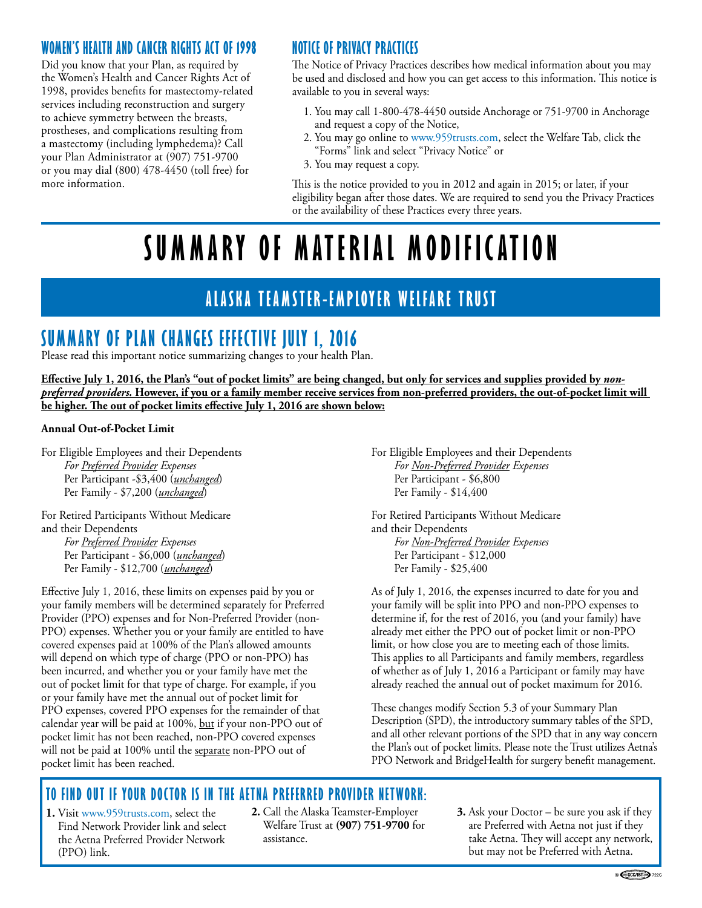## WOMEN'S HEALTH AND CANCER RIGHTS ACT OF 1998

Did you know that your Plan, as required by the Women's Health and Cancer Rights Act of 1998, provides benefits for mastectomy-related services including reconstruction and surgery to achieve symmetry between the breasts, prostheses, and complications resulting from a mastectomy (including lymphedema)? Call your Plan Administrator at (907) 751-9700 or you may dial (800) 478-4450 (toll free) for more information.

## NOTICE OF PRIVACY PRACTICES

The Notice of Privacy Practices describes how medical information about you may be used and disclosed and how you can get access to this information. This notice is available to you in several ways:

1. You may call 1-800-478-4450 outside Anchorage or 751-9700 in Anchorage and request a copy of the Notice,
2. You may go online to www.959trusts.com, select the Welfare Tab, click the "Forms" link and select "Privacy Notice" or
3. You may request a copy.

This is the notice provided to you in 2012 and again in 2015; or later, if your eligibility began after those dates. We are required to send you the Privacy Practices or the availability of these Practices every three years.

# SUMMARY OF MATERIAL MODIFICATION

## ALASKA TEAMSTER-EMPLOYER WELFARE TRUST

## SUMMARY OF PLAN CHANGES EFFECTIVE JULY 1, 2016

Please read this important notice summarizing changes to your health Plan.

**Effective July 1, 2016, the Plan's "out of pocket limits" are being changed, but only for services and supplies provided by *non-preferred providers.* However, if you or a family member receive services from non-preferred providers, the out-of-pocket limit will be higher. The out of pocket limits effective July 1, 2016 are shown below:**

**Annual Out-of-Pocket Limit**

For Eligible Employees and their Dependents
*For Preferred Provider Expenses*
Per Participant -$3,400 (*unchanged*)
Per Family - $7,200 (*unchanged*)

For Retired Participants Without Medicare and their Dependents
*For Preferred Provider Expenses*
Per Participant - $6,000 (*unchanged*)
Per Family - $12,700 (*unchanged*)

Effective July 1, 2016, these limits on expenses paid by you or your family members will be determined separately for Preferred Provider (PPO) expenses and for Non-Preferred Provider (non-PPO) expenses. Whether you or your family are entitled to have covered expenses paid at 100% of the Plan's allowed amounts will depend on which type of charge (PPO or non-PPO) has been incurred, and whether you or your family have met the out of pocket limit for that type of charge. For example, if you or your family have met the annual out of pocket limit for PPO expenses, covered PPO expenses for the remainder of that calendar year will be paid at 100%, but if your non-PPO out of pocket limit has not been reached, non-PPO covered expenses will not be paid at 100% until the separate non-PPO out of pocket limit has been reached.

For Eligible Employees and their Dependents
*For Non-Preferred Provider Expenses*
Per Participant - $6,800
Per Family - $14,400

For Retired Participants Without Medicare and their Dependents
*For Non-Preferred Provider Expenses*
Per Participant - $12,000
Per Family - $25,400

As of July 1, 2016, the expenses incurred to date for you and your family will be split into PPO and non-PPO expenses to determine if, for the rest of 2016, you (and your family) have already met either the PPO out of pocket limit or non-PPO limit, or how close you are to meeting each of those limits. This applies to all Participants and family members, regardless of whether as of July 1, 2016 a Participant or family may have already reached the annual out of pocket maximum for 2016.

These changes modify Section 5.3 of your Summary Plan Description (SPD), the introductory summary tables of the SPD, and all other relevant portions of the SPD that in any way concern the Plan's out of pocket limits. Please note the Trust utilizes Aetna's PPO Network and BridgeHealth for surgery benefit management.

## TO FIND OUT IF YOUR DOCTOR IS IN THE AETNA PREFERRED PROVIDER NETWORK:

1. Visit www.959trusts.com, select the Find Network Provider link and select the Aetna Preferred Provider Network (PPO) link.
2. Call the Alaska Teamster-Employer Welfare Trust at **(907) 751-9700** for assistance.
3. Ask your Doctor – be sure you ask if they are Preferred with Aetna not just if they take Aetna. They will accept any network, but may not be Preferred with Aetna.